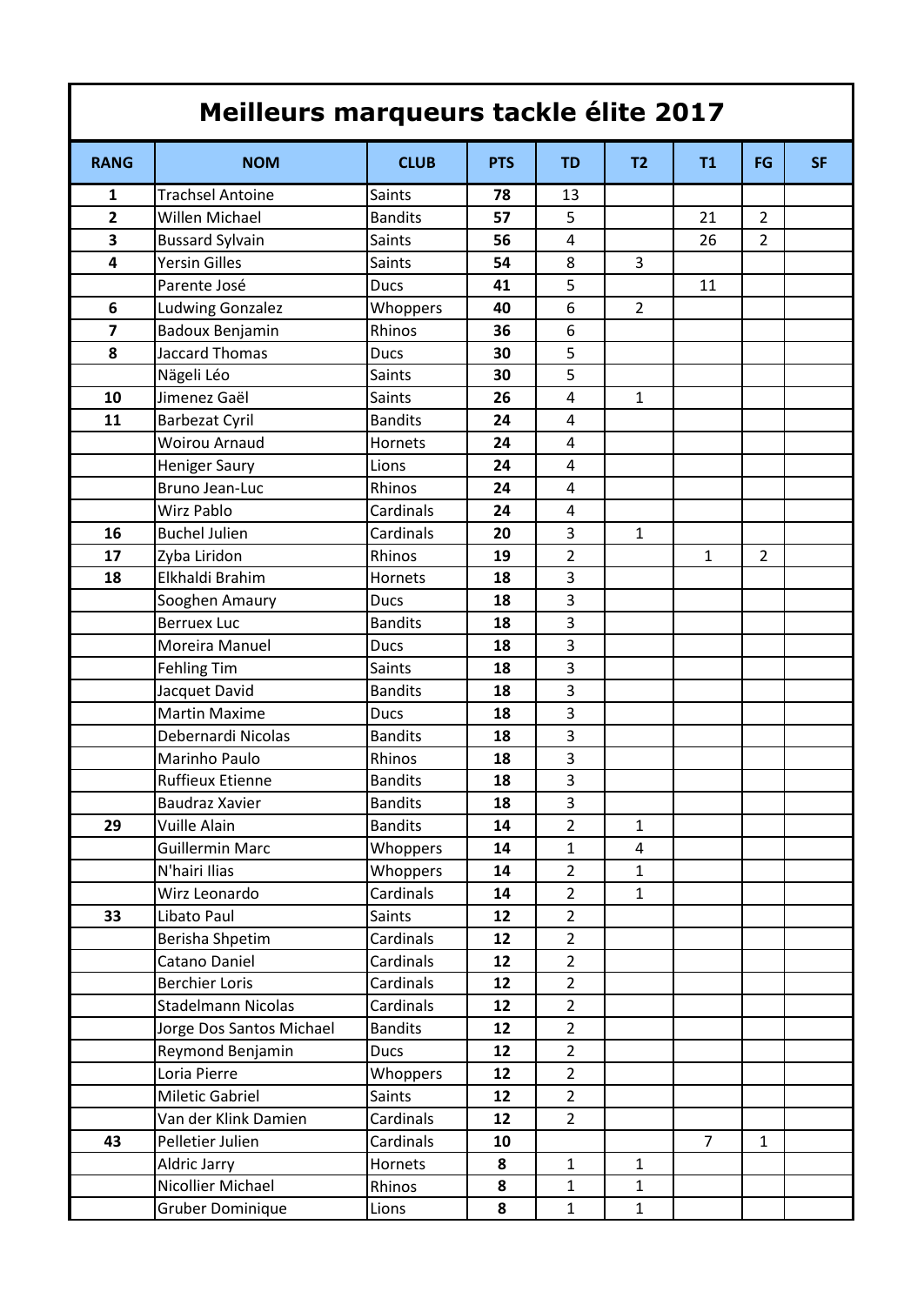# Meilleurs marqueurs tackle élite 2017

| RANG | NOM | CLUB | PTS | TD | T2 | T1 | FG | SF |
|---|---|---|---|---|---|---|---|---|
| **1** | Trachsel Antoine | Saints | **78** | 13 | | | | |
| **2** | Willen Michael | Bandits | **57** | 5 | | 21 | 2 | |
| **3** | Bussard Sylvain | Saints | **56** | 4 | | 26 | 2 | |
| **4** | Yersin Gilles | Saints | **54** | 8 | 3 | | | |
| | Parente José | Ducs | **41** | 5 | | 11 | | |
| **6** | Ludwing Gonzalez | Whoppers | **40** | 6 | 2 | | | |
| **7** | Badoux Benjamin | Rhinos | **36** | 6 | | | | |
| **8** | Jaccard Thomas | Ducs | **30** | 5 | | | | |
| | Nägeli Léo | Saints | **30** | 5 | | | | |
| **10** | Jimenez Gaël | Saints | **26** | 4 | 1 | | | |
| **11** | Barbezat Cyril | Bandits | **24** | 4 | | | | |
| | Woirou Arnaud | Hornets | **24** | 4 | | | | |
| | Heniger Saury | Lions | **24** | 4 | | | | |
| | Bruno Jean-Luc | Rhinos | **24** | 4 | | | | |
| | Wirz Pablo | Cardinals | **24** | 4 | | | | |
| **16** | Buchel Julien | Cardinals | **20** | 3 | 1 | | | |
| **17** | Zyba Liridon | Rhinos | **19** | 2 | | 1 | 2 | |
| **18** | Elkhaldi Brahim | Hornets | **18** | 3 | | | | |
| | Sooghen Amaury | Ducs | **18** | 3 | | | | |
| | Berruex Luc | Bandits | **18** | 3 | | | | |
| | Moreira Manuel | Ducs | **18** | 3 | | | | |
| | Fehling Tim | Saints | **18** | 3 | | | | |
| | Jacquet David | Bandits | **18** | 3 | | | | |
| | Martin Maxime | Ducs | **18** | 3 | | | | |
| | Debernardi Nicolas | Bandits | **18** | 3 | | | | |
| | Marinho Paulo | Rhinos | **18** | 3 | | | | |
| | Ruffieux Etienne | Bandits | **18** | 3 | | | | |
| | Baudraz Xavier | Bandits | **18** | 3 | | | | |
| **29** | Vuille Alain | Bandits | **14** | 2 | 1 | | | |
| | Guillermin Marc | Whoppers | **14** | 1 | 4 | | | |
| | N'hairi Ilias | Whoppers | **14** | 2 | 1 | | | |
| | Wirz Leonardo | Cardinals | **14** | 2 | 1 | | | |
| **33** | Libato Paul | Saints | **12** | 2 | | | | |
| | Berisha Shpetim | Cardinals | **12** | 2 | | | | |
| | Catano Daniel | Cardinals | **12** | 2 | | | | |
| | Berchier Loris | Cardinals | **12** | 2 | | | | |
| | Stadelmann Nicolas | Cardinals | **12** | 2 | | | | |
| | Jorge Dos Santos Michael | Bandits | **12** | 2 | | | | |
| | Reymond Benjamin | Ducs | **12** | 2 | | | | |
| | Loria Pierre | Whoppers | **12** | 2 | | | | |
| | Miletic Gabriel | Saints | **12** | 2 | | | | |
| | Van der Klink Damien | Cardinals | **12** | 2 | | | | |
| **43** | Pelletier Julien | Cardinals | **10** | | | 7 | 1 | |
| | Aldric Jarry | Hornets | **8** | 1 | 1 | | | |
| | Nicollier Michael | Rhinos | **8** | 1 | 1 | | | |
| | Gruber Dominique | Lions | **8** | 1 | 1 | | | |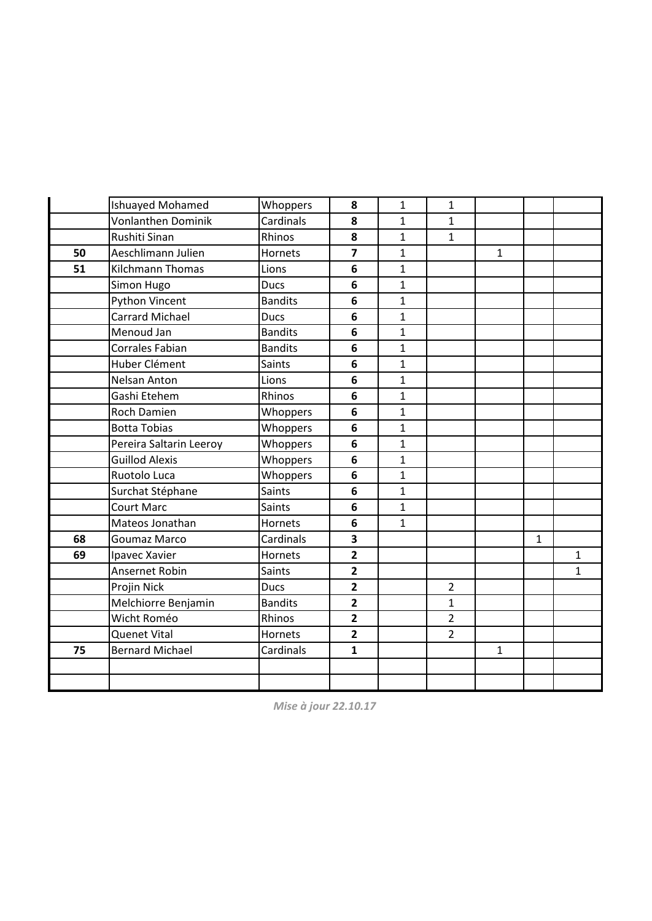| | | | | | | | | |
|---|---|---|---|---|---|---|---|---|
| | Ishuayed Mohamed | Whoppers | **8** | 1 | 1 | | | |
| | Vonlanthen Dominik | Cardinals | **8** | 1 | 1 | | | |
| | Rushiti Sinan | Rhinos | **8** | 1 | 1 | | | |
| **50** | Aeschlimann Julien | Hornets | **7** | 1 | | 1 | | |
| **51** | Kilchmann Thomas | Lions | **6** | 1 | | | | |
| | Simon Hugo | Ducs | **6** | 1 | | | | |
| | Python Vincent | Bandits | **6** | 1 | | | | |
| | Carrard Michael | Ducs | **6** | 1 | | | | |
| | Menoud Jan | Bandits | **6** | 1 | | | | |
| | Corrales Fabian | Bandits | **6** | 1 | | | | |
| | Huber Clément | Saints | **6** | 1 | | | | |
| | Nelsan Anton | Lions | **6** | 1 | | | | |
| | Gashi Etehem | Rhinos | **6** | 1 | | | | |
| | Roch Damien | Whoppers | **6** | 1 | | | | |
| | Botta Tobias | Whoppers | **6** | 1 | | | | |
| | Pereira Saltarin Leeroy | Whoppers | **6** | 1 | | | | |
| | Guillod Alexis | Whoppers | **6** | 1 | | | | |
| | Ruotolo Luca | Whoppers | **6** | 1 | | | | |
| | Surchat Stéphane | Saints | **6** | 1 | | | | |
| | Court Marc | Saints | **6** | 1 | | | | |
| | Mateos Jonathan | Hornets | **6** | 1 | | | | |
| **68** | Goumaz Marco | Cardinals | **3** | | | | 1 | |
| **69** | Ipavec Xavier | Hornets | **2** | | | | | 1 |
| | Ansernet Robin | Saints | **2** | | | | | 1 |
| | Projin Nick | Ducs | **2** | | 2 | | | |
| | Melchiorre Benjamin | Bandits | **2** | | 1 | | | |
| | Wicht Roméo | Rhinos | **2** | | 2 | | | |
| | Quenet Vital | Hornets | **2** | | 2 | | | |
| **75** | Bernard Michael | Cardinals | **1** | | | 1 | | |
| | | | | | | | | |
| | | | | | | | | |

*Mise à jour 22.10.17*